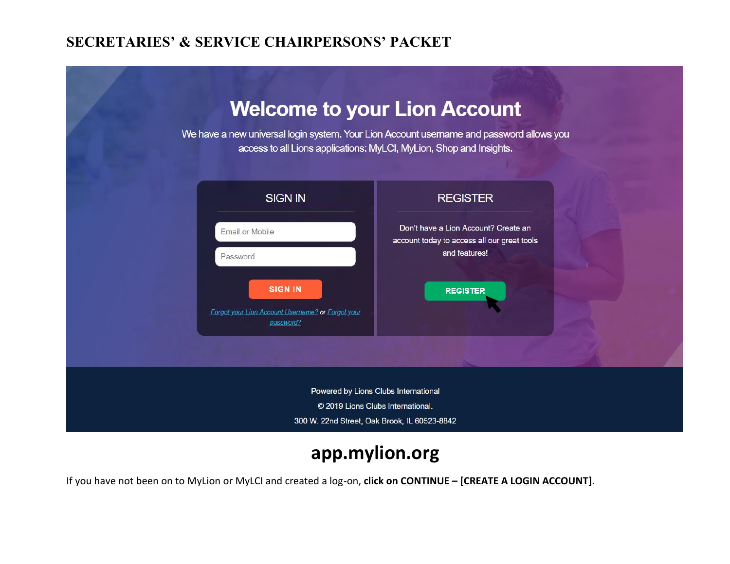# SECRETARIES' & SERVICE CHAIRPERSONS' PACKET

## Welcome to your Lion Account

We have a new universal login system. Your Lion Account username and password allows you access to all Lions applications: MyLCI, MyLion, Shop and Insights.

**SIGN IN**

Email or Mobile

Password

SIGN IN

Forgot your Lion Account Username? or Forgot your password?

**REGISTER**

Don't have a Lion Account? Create an account today to access all our great tools and features!

REGISTER

Powered by Lions Clubs International

© 2019 Lions Clubs International.

300 W. 22nd Street, Oak Brook, IL 60523-8842

## app.mylion.org

If you have not been on to MyLion or MyLCI and created a log-on, **click on CONTINUE – [CREATE A LOGIN ACCOUNT]**.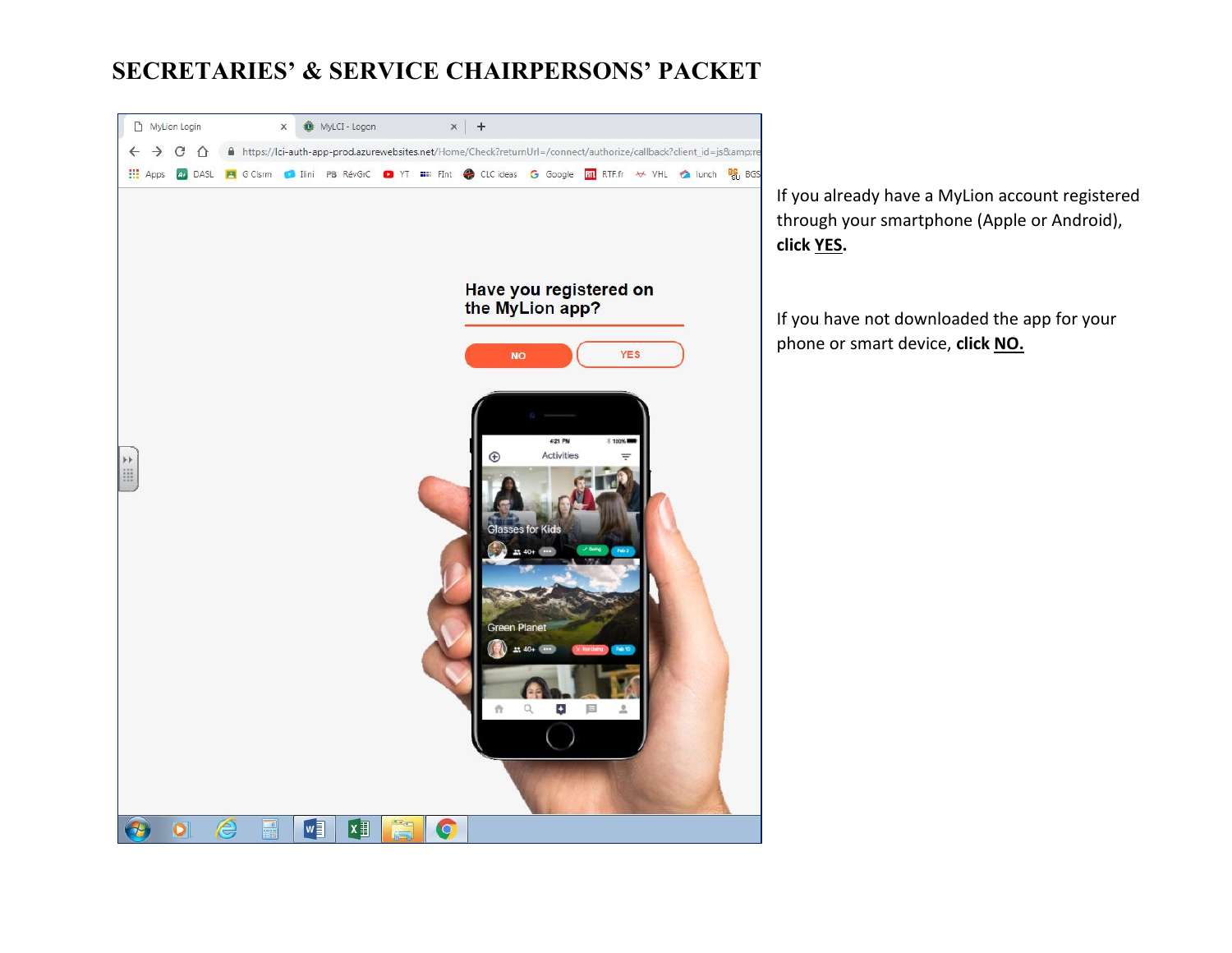# SECRETARIES' & SERVICE CHAIRPERSONS' PACKET

If you already have a MyLion account registered through your smartphone (Apple or Android), **click YES.**

If you have not downloaded the app for your phone or smart device, **click NO.**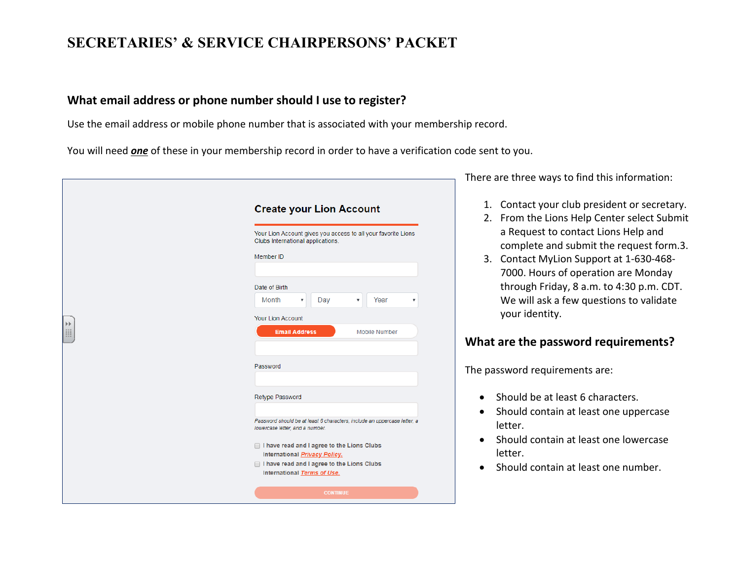## What email address or phone number should I use to register?

Use the email address or mobile phone number that is associated with your membership record.

You will need ***one*** of these in your membership record in order to have a verification code sent to you.

**Create your Lion Account**

Your Lion Account gives you access to all your favorite Lions Clubs International applications.

Member ID

Date of Birth

Month | Day | Year

Your Lion Account

Email Address | Mobile Number

Password

Retype Password

*Password should be at least 6 characters, include an uppercase letter, a lowercase letter, and a number.*

☐ I have read and I agree to the Lions Clubs International Privacy Policy.

☐ I have read and I agree to the Lions Clubs International Terms of Use.

CONTINUE

There are three ways to find this information:

1. Contact your club president or secretary.
2. From the Lions Help Center select Submit a Request to contact Lions Help and complete and submit the request form.3.
3. Contact MyLion Support at 1-630-468-7000. Hours of operation are Monday through Friday, 8 a.m. to 4:30 p.m. CDT. We will ask a few questions to validate your identity.

## What are the password requirements?

The password requirements are:

- Should be at least 6 characters.
- Should contain at least one uppercase letter.
- Should contain at least one lowercase letter.
- Should contain at least one number.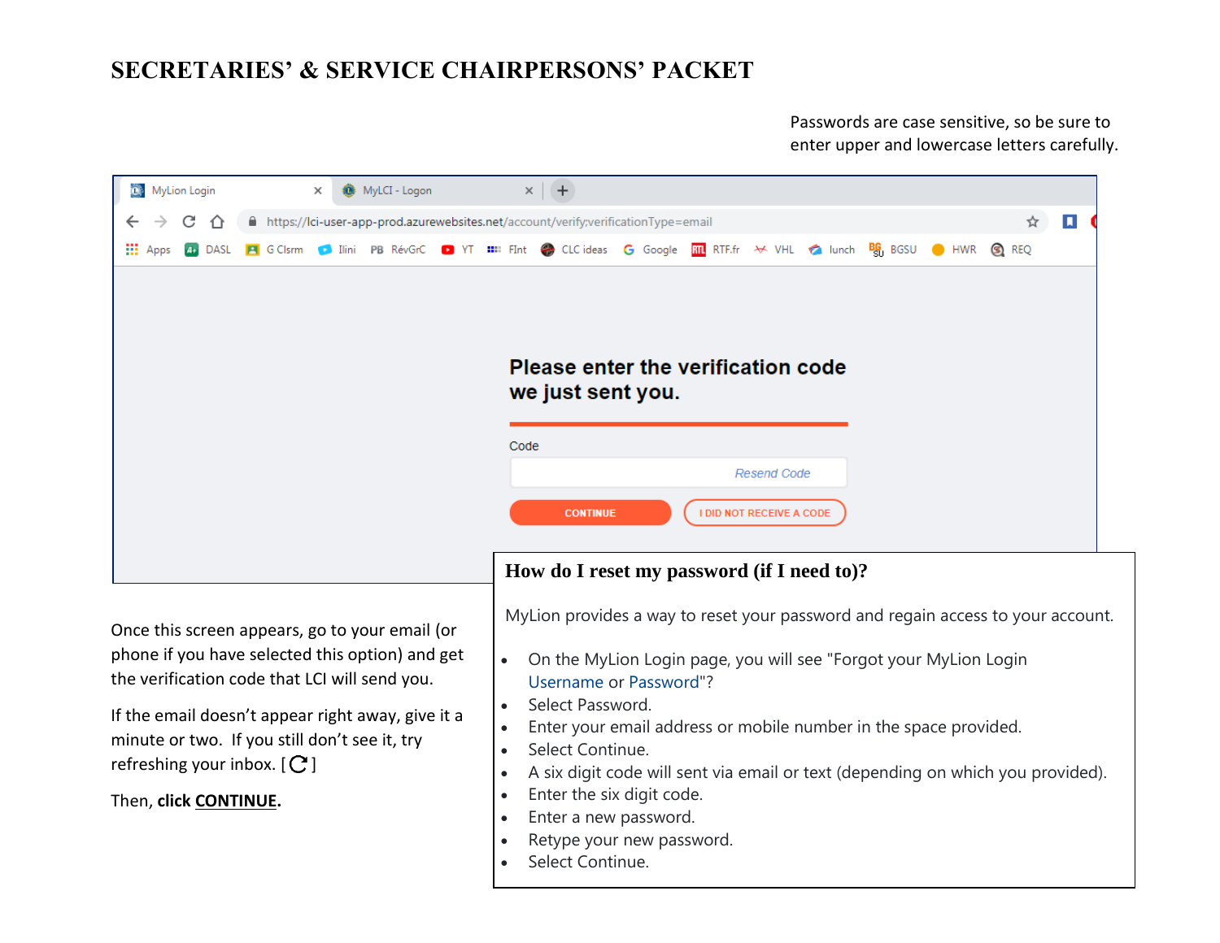# SECRETARIES' & SERVICE CHAIRPERSONS' PACKET

Passwords are case sensitive, so be sure to enter upper and lowercase letters carefully.

Once this screen appears, go to your email (or phone if you have selected this option) and get the verification code that LCI will send you.

If the email doesn't appear right away, give it a minute or two. If you still don't see it, try refreshing your inbox. [ ]

Then, **click CONTINUE**.

## How do I reset my password (if I need to)?

MyLion provides a way to reset your password and regain access to your account.

- On the MyLion Login page, you will see "Forgot your MyLion Login Username or Password"?
- Select Password.
- Enter your email address or mobile number in the space provided.
- Select Continue.
- A six digit code will sent via email or text (depending on which you provided).
- Enter the six digit code.
- Enter a new password.
- Retype your new password.
- Select Continue.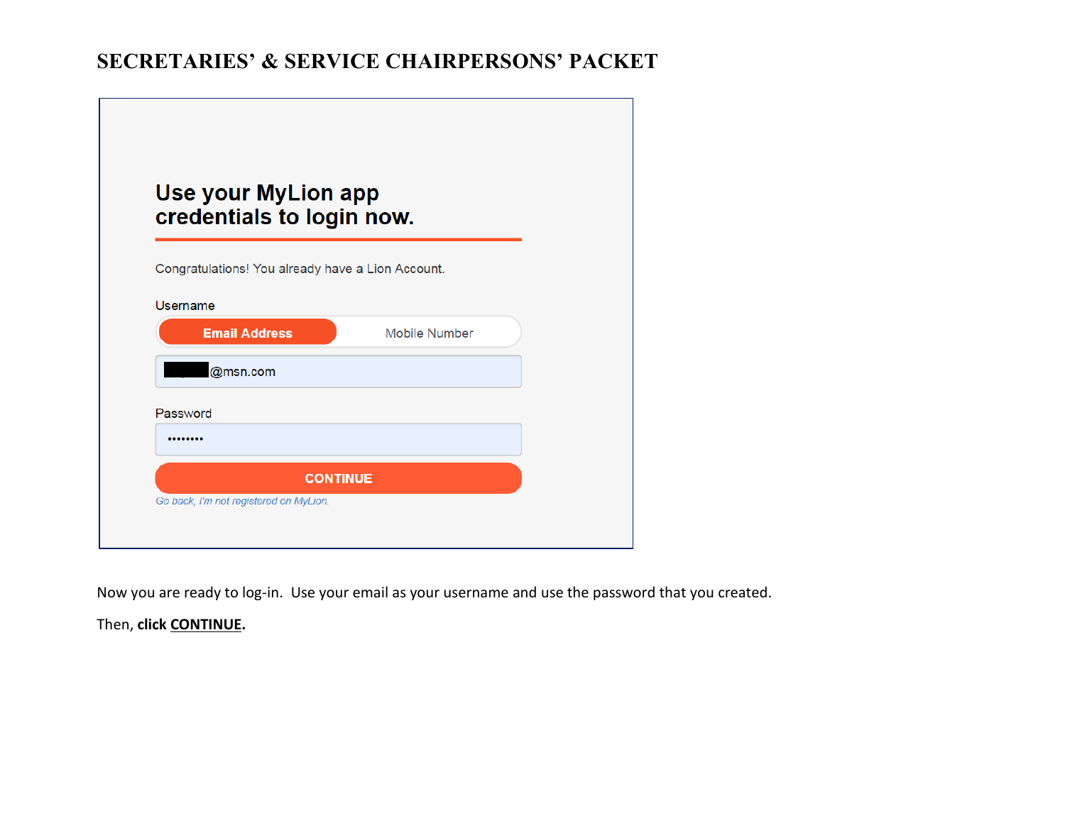## Use your MyLion app credentials to login now.

Congratulations! You already have a Lion Account.

Username

**Email Address** | Mobile Number

@msn.com

Password

••••••••

**CONTINUE**

*Go back, I'm not registered on MyLion.*

Now you are ready to log-in. Use your email as your username and use the password that you created.

Then, **click CONTINUE.**